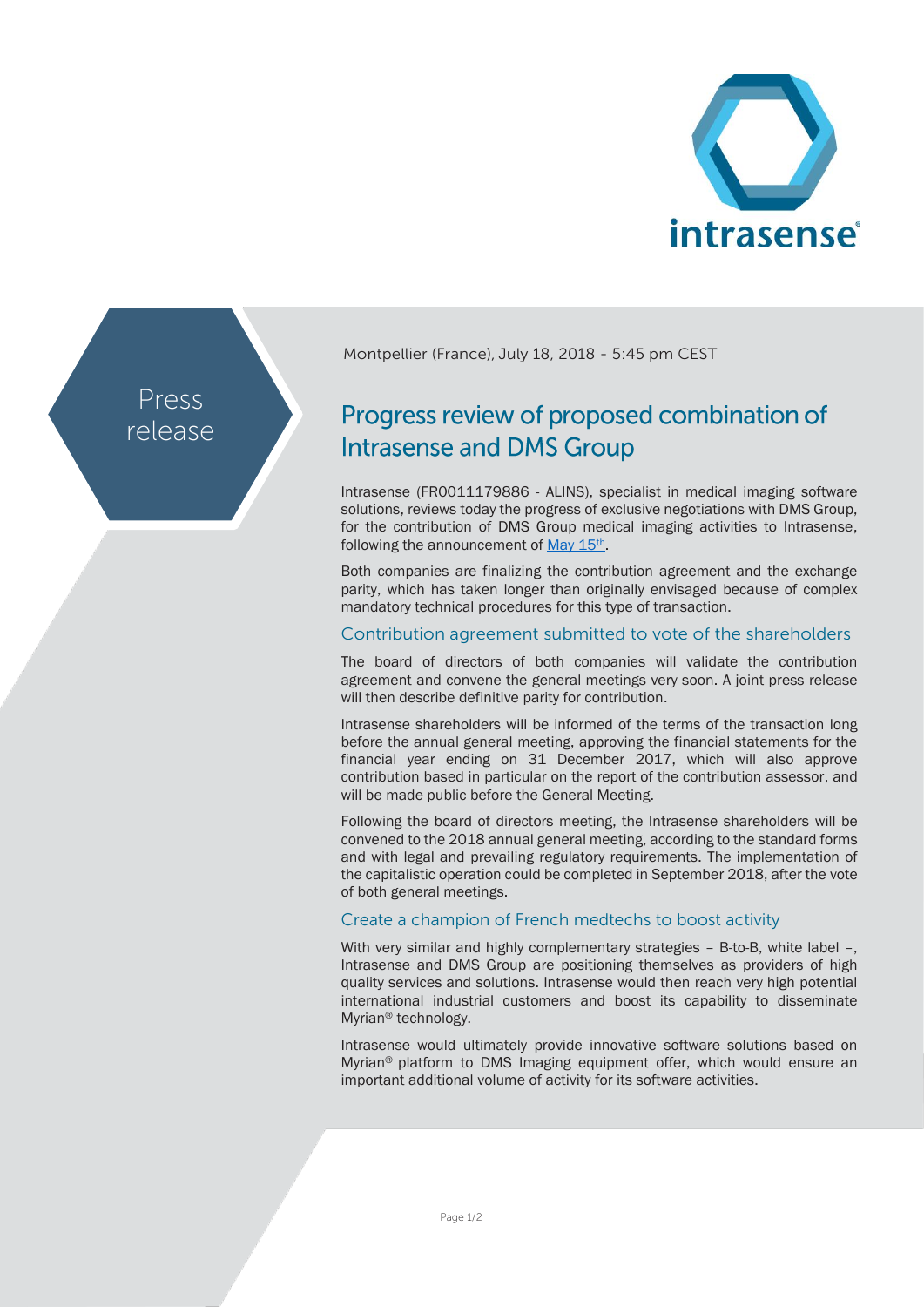Press release

Montpellier (France), July 18, 2018 - 5:45 pm CEST

# Progress review of proposed combination of Intrasense and DMS Group

Intrasense (FR0011179886 - ALINS), specialist in medical imaging software solutions, reviews today the progress of exclusive negotiations with DMS Group, for the contribution of DMS Group medical imaging activities to Intrasense, following the announcement of May 15th.

Both companies are finalizing the contribution agreement and the exchange parity, which has taken longer than originally envisaged because of complex mandatory technical procedures for this type of transaction.

## Contribution agreement submitted to vote of the shareholders

The board of directors of both companies will validate the contribution agreement and convene the general meetings very soon. A joint press release will then describe definitive parity for contribution.

Intrasense shareholders will be informed of the terms of the transaction long before the annual general meeting, approving the financial statements for the financial year ending on 31 December 2017, which will also approve contribution based in particular on the report of the contribution assessor, and will be made public before the General Meeting.

Following the board of directors meeting, the Intrasense shareholders will be convened to the 2018 annual general meeting, according to the standard forms and with legal and prevailing regulatory requirements. The implementation of the capitalistic operation could be completed in September 2018, after the vote of both general meetings.

## Create a champion of French medtechs to boost activity

With very similar and highly complementary strategies – B-to-B, white label –, Intrasense and DMS Group are positioning themselves as providers of high quality services and solutions. Intrasense would then reach very high potential international industrial customers and boost its capability to disseminate Myrian® technology.

Intrasense would ultimately provide innovative software solutions based on Myrian® platform to DMS Imaging equipment offer, which would ensure an important additional volume of activity for its software activities.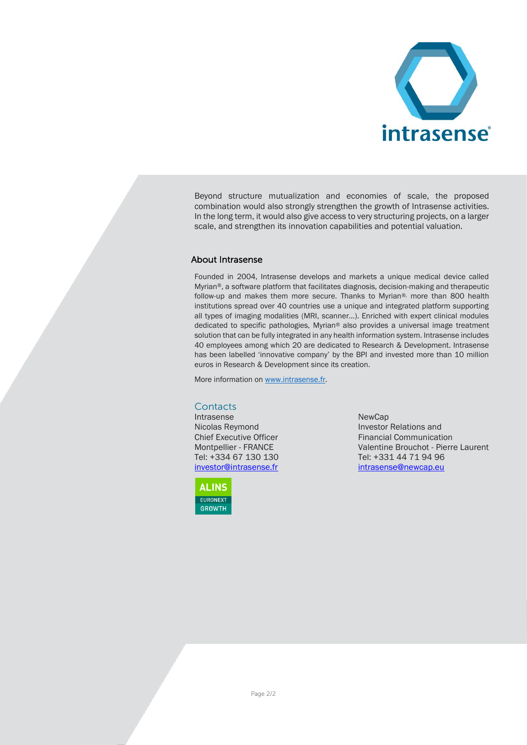Beyond structure mutualization and economies of scale, the proposed combination would also strongly strengthen the growth of Intrasense activities. In the long term, it would also give access to very structuring projects, on a larger scale, and strengthen its innovation capabilities and potential valuation.

## About Intrasense

Founded in 2004, Intrasense develops and markets a unique medical device called Myrian®, a software platform that facilitates diagnosis, decision-making and therapeutic follow-up and makes them more secure. Thanks to Myrian®, more than 800 health institutions spread over 40 countries use a unique and integrated platform supporting all types of imaging modalities (MRI, scanner…). Enriched with expert clinical modules dedicated to specific pathologies, Myrian® also provides a universal image treatment solution that can be fully integrated in any health information system. Intrasense includes 40 employees among which 20 are dedicated to Research & Development. Intrasense has been labelled 'innovative company' by the BPI and invested more than 10 million euros in Research & Development since its creation.

More information on [www.intrasense.fr](www.intrasense.fr).

## Contacts

Intrasense
Nicolas Reymond
Chief Executive Officer
Montpellier - FRANCE
Tel: +334 67 130 130
investor@intrasense.fr

NewCap
Investor Relations and
Financial Communication
Valentine Brouchot - Pierre Laurent
Tel: +331 44 71 94 96
intrasense@newcap.eu

ALINS
EURONEXT GROWTH